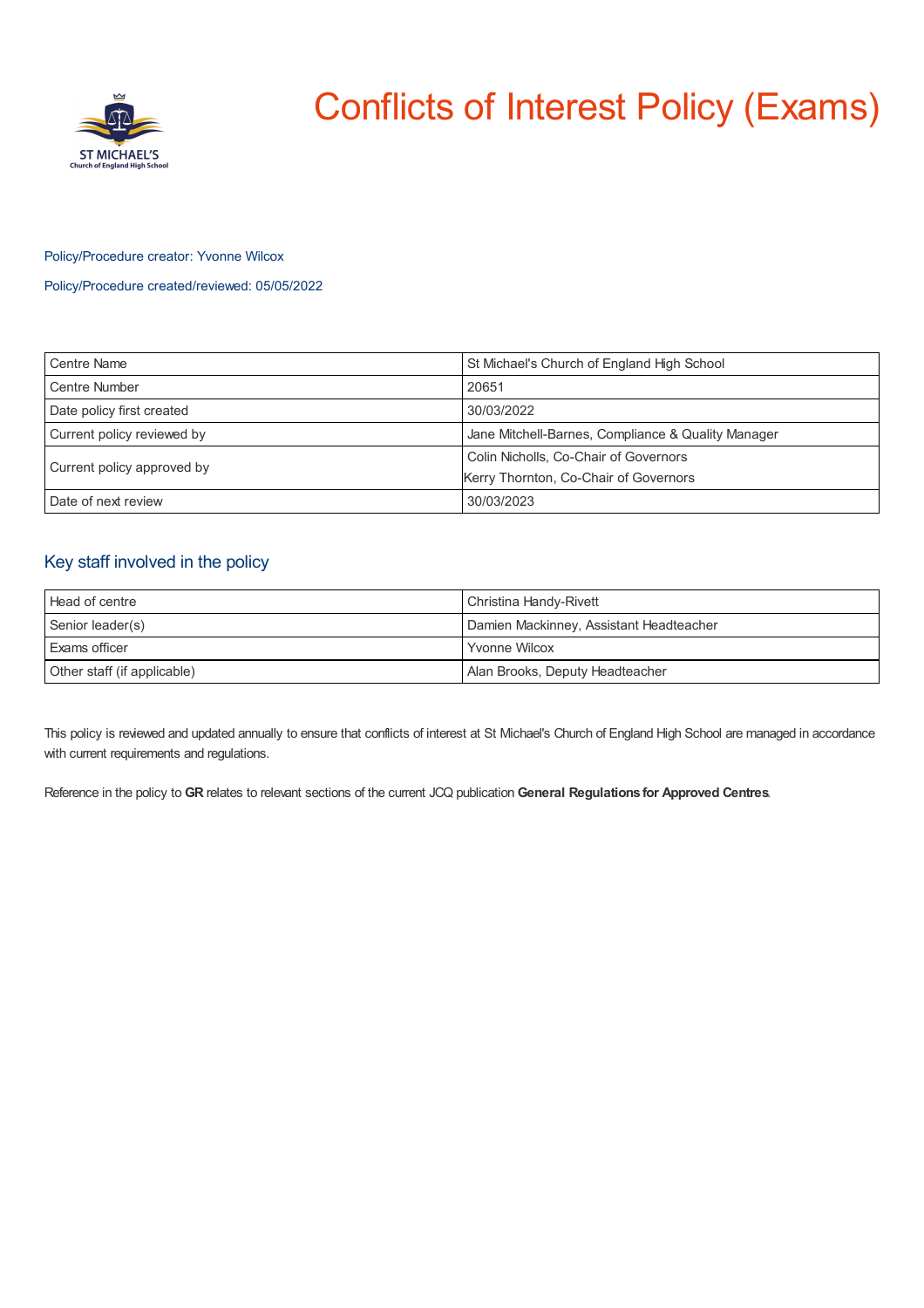# Conflicts of Interest Policy (Exams)

Policy/Procedure creator: Yvonne Wilcox

Policy/Procedure created/reviewed: 05/05/2022

| Centre Name | St Michael's Church of England High School |
| --- | --- |
| Centre Number | 20651 |
| Date policy first created | 30/03/2022 |
| Current policy reviewed by | Jane Mitchell-Barnes, Compliance & Quality Manager |
| Current policy approved by | Colin Nicholls, Co-Chair of Governors<br>Kerry Thornton, Co-Chair of Governors |
| Date of next review | 30/03/2023 |

## Key staff involved in the policy

| Head of centre | Christina Handy-Rivett |
| --- | --- |
| Senior leader(s) | Damien Mackinney, Assistant Headteacher |
| Exams officer | Yvonne Wilcox |
| Other staff (if applicable) | Alan Brooks, Deputy Headteacher |

This policy is reviewed and updated annually to ensure that conflicts of interest at St Michael's Church of England High School are managed in accordance with current requirements and regulations.

Reference in the policy to **GR** relates to relevant sections of the current JCQ publication **General Regulations for Approved Centres**.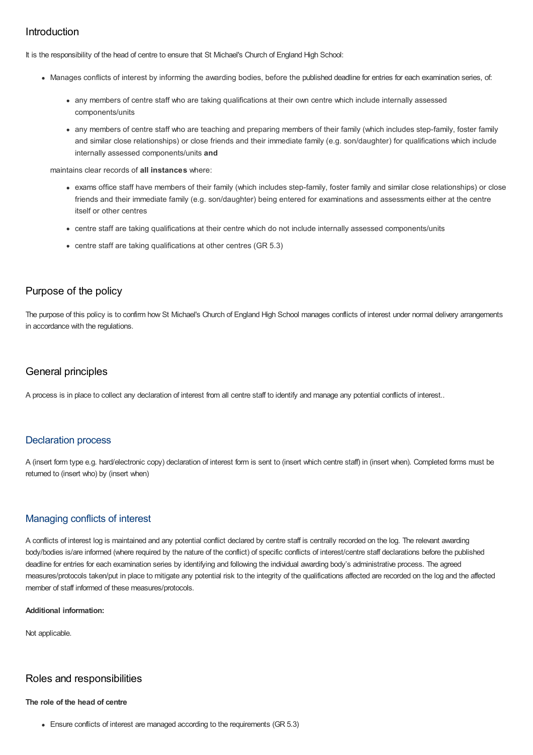## Introduction

It is the responsibility of the head of centre to ensure that St Michael's Church of England High School:

- Manages conflicts of interest by informing the awarding bodies, before the published deadline for entries for each examination series, of:
    - any members of centre staff who are taking qualifications at their own centre which include internally assessed components/units
    - any members of centre staff who are teaching and preparing members of their family (which includes step-family, foster family and similar close relationships) or close friends and their immediate family (e.g. son/daughter) for qualifications which include internally assessed components/units **and**

  maintains clear records of **all instances** where:

    - exams office staff have members of their family (which includes step-family, foster family and similar close relationships) or close friends and their immediate family (e.g. son/daughter) being entered for examinations and assessments either at the centre itself or other centres
    - centre staff are taking qualifications at their centre which do not include internally assessed components/units
    - centre staff are taking qualifications at other centres (GR 5.3)

## Purpose of the policy

The purpose of this policy is to confirm how St Michael's Church of England High School manages conflicts of interest under normal delivery arrangements in accordance with the regulations.

## General principles

A process is in place to collect any declaration of interest from all centre staff to identify and manage any potential conflicts of interest..

### Declaration process

A (insert form type e.g. hard/electronic copy) declaration of interest form is sent to (insert which centre staff) in (insert when). Completed forms must be returned to (insert who) by (insert when)

### Managing conflicts of interest

A conflicts of interest log is maintained and any potential conflict declared by centre staff is centrally recorded on the log. The relevant awarding body/bodies is/are informed (where required by the nature of the conflict) of specific conflicts of interest/centre staff declarations before the published deadline for entries for each examination series by identifying and following the individual awarding body's administrative process. The agreed measures/protocols taken/put in place to mitigate any potential risk to the integrity of the qualifications affected are recorded on the log and the affected member of staff informed of these measures/protocols.

**Additional information:**

Not applicable.

## Roles and responsibilities

**The role of the head of centre**

- Ensure conflicts of interest are managed according to the requirements (GR 5.3)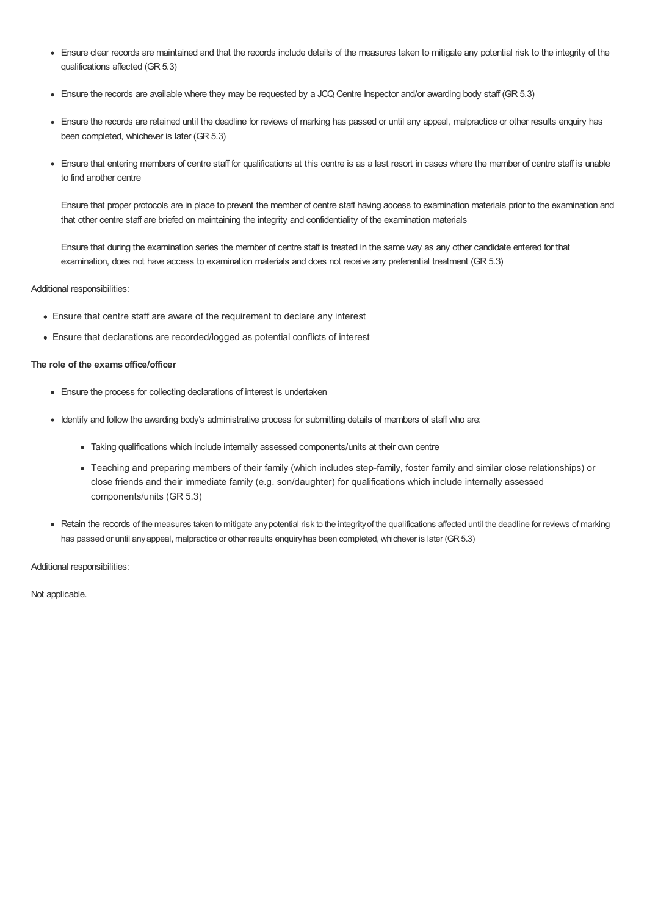- Ensure clear records are maintained and that the records include details of the measures taken to mitigate any potential risk to the integrity of the qualifications affected (GR 5.3)
- Ensure the records are available where they may be requested by a JCQ Centre Inspector and/or awarding body staff (GR 5.3)
- Ensure the records are retained until the deadline for reviews of marking has passed or until any appeal, malpractice or other results enquiry has been completed, whichever is later (GR 5.3)
- Ensure that entering members of centre staff for qualifications at this centre is as a last resort in cases where the member of centre staff is unable to find another centre

  Ensure that proper protocols are in place to prevent the member of centre staff having access to examination materials prior to the examination and that other centre staff are briefed on maintaining the integrity and confidentiality of the examination materials

  Ensure that during the examination series the member of centre staff is treated in the same way as any other candidate entered for that examination, does not have access to examination materials and does not receive any preferential treatment (GR 5.3)

Additional responsibilities:

- Ensure that centre staff are aware of the requirement to declare any interest
- Ensure that declarations are recorded/logged as potential conflicts of interest

**The role of the exams office/officer**

- Ensure the process for collecting declarations of interest is undertaken
- Identify and follow the awarding body's administrative process for submitting details of members of staff who are:
  - Taking qualifications which include internally assessed components/units at their own centre
  - Teaching and preparing members of their family (which includes step-family, foster family and similar close relationships) or close friends and their immediate family (e.g. son/daughter) for qualifications which include internally assessed components/units (GR 5.3)
- Retain the records of the measures taken to mitigate any potential risk to the integrity of the qualifications affected until the deadline for reviews of marking has passed or until any appeal, malpractice or other results enquiry has been completed, whichever is later (GR 5.3)

Additional responsibilities:

Not applicable.